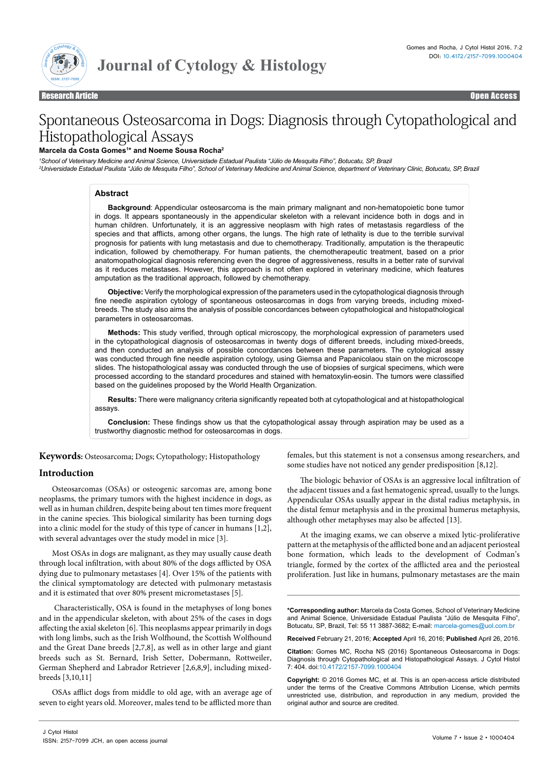Research Article — Open Access

# Spontaneous Osteosarcoma in Dogs: Diagnosis through Cytopathological and Histopathological Assays

**Marcela da Costa Gomes[1]* and Noeme Sousa Rocha[2]**

[1]*School of Veterinary Medicine and Animal Science, Universidade Estadual Paulista "Júlio de Mesquita Filho", Botucatu, SP, Brazil*

[2]*Universidade Estadual Paulista "Júlio de Mesquita Filho", School of Veterinary Medicine and Animal Science, department of Veterinary Clinic, Botucatu, SP, Brazil*

## Abstract

**Background**: Appendicular osteosarcoma is the main primary malignant and non-hematopoietic bone tumor in dogs. It appears spontaneously in the appendicular skeleton with a relevant incidence both in dogs and in human children. Unfortunately, it is an aggressive neoplasm with high rates of metastasis regardless of the species and that afflicts, among other organs, the lungs. The high rate of lethality is due to the terrible survival prognosis for patients with lung metastasis and due to chemotherapy. Traditionally, amputation is the therapeutic indication, followed by chemotherapy. For human patients, the chemotherapeutic treatment, based on a prior anatomopathological diagnosis referencing even the degree of aggressiveness, results in a better rate of survival as it reduces metastases. However, this approach is not often explored in veterinary medicine, which features amputation as the traditional approach, followed by chemotherapy.

**Objective:** Verify the morphological expression of the parameters used in the cytopathological diagnosis through fine needle aspiration cytology of spontaneous osteosarcomas in dogs from varying breeds, including mixed-breeds. The study also aims the analysis of possible concordances between cytopathological and histopathological parameters in osteosarcomas.

**Methods:** This study verified, through optical microscopy, the morphological expression of parameters used in the cytopathological diagnosis of osteosarcomas in twenty dogs of different breeds, including mixed-breeds, and then conducted an analysis of possible concordances between these parameters. The cytological assay was conducted through fine needle aspiration cytology, using Giemsa and Papanicolaou stain on the microscope slides. The histopathological assay was conducted through the use of biopsies of surgical specimens, which were processed according to the standard procedures and stained with hematoxylin-eosin. The tumors were classified based on the guidelines proposed by the World Health Organization.

**Results:** There were malignancy criteria significantly repeated both at cytopathological and at histopathological assays.

**Conclusion:** These findings show us that the cytopathological assay through aspiration may be used as a trustworthy diagnostic method for osteosarcomas in dogs.

**Keywords:** Osteosarcoma; Dogs; Cytopathology; Histopathology

## Introduction

Osteosarcomas (OSAs) or osteogenic sarcomas are, among bone neoplasms, the primary tumors with the highest incidence in dogs, as well as in human children, despite being about ten times more frequent in the canine species. This biological similarity has been turning dogs into a clinic model for the study of this type of cancer in humans [1,2], with several advantages over the study model in mice [3].

Most OSAs in dogs are malignant, as they may usually cause death through local infiltration, with about 80% of the dogs afflicted by OSA dying due to pulmonary metastases [4]. Over 15% of the patients with the clinical symptomatology are detected with pulmonary metastasis and it is estimated that over 80% present micrometastases [5].

Characteristically, OSA is found in the metaphyses of long bones and in the appendicular skeleton, with about 25% of the cases in dogs affecting the axial skeleton [6]. This neoplasms appear primarily in dogs with long limbs, such as the Irish Wolfhound, the Scottish Wolfhound and the Great Dane breeds [2,7,8], as well as in other large and giant breeds such as St. Bernard, Irish Setter, Dobermann, Rottweiler, German Shepherd and Labrador Retriever [2,6,8,9], including mixed-breeds [3,10,11]

OSAs afflict dogs from middle to old age, with an average age of seven to eight years old. Moreover, males tend to be afflicted more than females, but this statement is not a consensus among researchers, and some studies have not noticed any gender predisposition [8,12].

The biologic behavior of OSAs is an aggressive local infiltration of the adjacent tissues and a fast hematogenic spread, usually to the lungs. Appendicular OSAs usually appear in the distal radius metaphysis, in the distal femur metaphysis and in the proximal humerus metaphysis, although other metaphyses may also be affected [13].

At the imaging exams, we can observe a mixed lytic-proliferative pattern at the metaphysis of the afflicted bone and an adjacent periosteal bone formation, which leads to the development of Codman's triangle, formed by the cortex of the afflicted area and the periosteal proliferation. Just like in humans, pulmonary metastases are the main

---

***Corresponding author:** Marcela da Costa Gomes, School of Veterinary Medicine and Animal Science, Universidade Estadual Paulista "Júlio de Mesquita Filho", Botucatu, SP, Brazil, Tel: 55 11 3887-3682; E-mail: marcela-gomes@uol.com.br

**Received** February 21, 2016; **Accepted** April 16, 2016; **Published** April 26, 2016.

**Citation:** Gomes MC, Rocha NS (2016) Spontaneous Osteosarcoma in Dogs: Diagnosis through Cytopathological and Histopathological Assays. J Cytol Histol 7: 404. doi:10.4172/2157-7099.1000404

**Copyright:** © 2016 Gomes MC, et al. This is an open-access article distributed under the terms of the Creative Commons Attribution License, which permits unrestricted use, distribution, and reproduction in any medium, provided the original author and source are credited.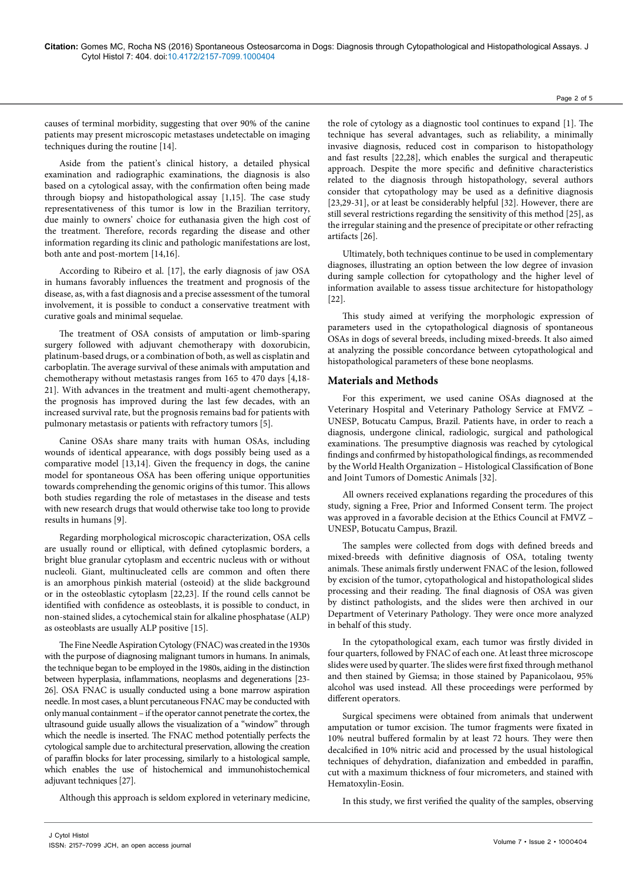causes of terminal morbidity, suggesting that over 90% of the canine patients may present microscopic metastases undetectable on imaging techniques during the routine [14].

Aside from the patient's clinical history, a detailed physical examination and radiographic examinations, the diagnosis is also based on a cytological assay, with the confirmation often being made through biopsy and histopathological assay [1,15]. The case study representativeness of this tumor is low in the Brazilian territory, due mainly to owners' choice for euthanasia given the high cost of the treatment. Therefore, records regarding the disease and other information regarding its clinic and pathologic manifestations are lost, both ante and post-mortem [14,16].

According to Ribeiro et al. [17], the early diagnosis of jaw OSA in humans favorably influences the treatment and prognosis of the disease, as, with a fast diagnosis and a precise assessment of the tumoral involvement, it is possible to conduct a conservative treatment with curative goals and minimal sequelae.

The treatment of OSA consists of amputation or limb-sparing surgery followed with adjuvant chemotherapy with doxorubicin, platinum-based drugs, or a combination of both, as well as cisplatin and carboplatin. The average survival of these animals with amputation and chemotherapy without metastasis ranges from 165 to 470 days [4,18-21]. With advances in the treatment and multi-agent chemotherapy, the prognosis has improved during the last few decades, with an increased survival rate, but the prognosis remains bad for patients with pulmonary metastasis or patients with refractory tumors [5].

Canine OSAs share many traits with human OSAs, including wounds of identical appearance, with dogs possibly being used as a comparative model [13,14]. Given the frequency in dogs, the canine model for spontaneous OSA has been offering unique opportunities towards comprehending the genomic origins of this tumor. This allows both studies regarding the role of metastases in the disease and tests with new research drugs that would otherwise take too long to provide results in humans [9].

Regarding morphological microscopic characterization, OSA cells are usually round or elliptical, with defined cytoplasmic borders, a bright blue granular cytoplasm and eccentric nucleus with or without nucleoli. Giant, multinucleated cells are common and often there is an amorphous pinkish material (osteoid) at the slide background or in the osteoblastic cytoplasm [22,23]. If the round cells cannot be identified with confidence as osteoblasts, it is possible to conduct, in non-stained slides, a cytochemical stain for alkaline phosphatase (ALP) as osteoblasts are usually ALP positive [15].

The Fine Needle Aspiration Cytology (FNAC) was created in the 1930s with the purpose of diagnosing malignant tumors in humans. In animals, the technique began to be employed in the 1980s, aiding in the distinction between hyperplasia, inflammations, neoplasms and degenerations [23-26]. OSA FNAC is usually conducted using a bone marrow aspiration needle. In most cases, a blunt percutaneous FNAC may be conducted with only manual containment – if the operator cannot penetrate the cortex, the ultrasound guide usually allows the visualization of a "window" through which the needle is inserted. The FNAC method potentially perfects the cytological sample due to architectural preservation, allowing the creation of paraffin blocks for later processing, similarly to a histological sample, which enables the use of histochemical and immunohistochemical adjuvant techniques [27].

Although this approach is seldom explored in veterinary medicine, the role of cytology as a diagnostic tool continues to expand [1]. The technique has several advantages, such as reliability, a minimally invasive diagnosis, reduced cost in comparison to histopathology and fast results [22,28], which enables the surgical and therapeutic approach. Despite the more specific and definitive characteristics related to the diagnosis through histopathology, several authors consider that cytopathology may be used as a definitive diagnosis [23,29-31], or at least be considerably helpful [32]. However, there are still several restrictions regarding the sensitivity of this method [25], as the irregular staining and the presence of precipitate or other refracting artifacts [26].

Ultimately, both techniques continue to be used in complementary diagnoses, illustrating an option between the low degree of invasion during sample collection for cytopathology and the higher level of information available to assess tissue architecture for histopathology [22].

This study aimed at verifying the morphologic expression of parameters used in the cytopathological diagnosis of spontaneous OSAs in dogs of several breeds, including mixed-breeds. It also aimed at analyzing the possible concordance between cytopathological and histopathological parameters of these bone neoplasms.

## Materials and Methods

For this experiment, we used canine OSAs diagnosed at the Veterinary Hospital and Veterinary Pathology Service at FMVZ – UNESP, Botucatu Campus, Brazil. Patients have, in order to reach a diagnosis, undergone clinical, radiologic, surgical and pathological examinations. The presumptive diagnosis was reached by cytological findings and confirmed by histopathological findings, as recommended by the World Health Organization – Histological Classification of Bone and Joint Tumors of Domestic Animals [32].

All owners received explanations regarding the procedures of this study, signing a Free, Prior and Informed Consent term. The project was approved in a favorable decision at the Ethics Council at FMVZ – UNESP, Botucatu Campus, Brazil.

The samples were collected from dogs with defined breeds and mixed-breeds with definitive diagnosis of OSA, totaling twenty animals. These animals firstly underwent FNAC of the lesion, followed by excision of the tumor, cytopathological and histopathological slides processing and their reading. The final diagnosis of OSA was given by distinct pathologists, and the slides were then archived in our Department of Veterinary Pathology. They were once more analyzed in behalf of this study.

In the cytopathological exam, each tumor was firstly divided in four quarters, followed by FNAC of each one. At least three microscope slides were used by quarter. The slides were first fixed through methanol and then stained by Giemsa; in those stained by Papanicolaou, 95% alcohol was used instead. All these proceedings were performed by different operators.

Surgical specimens were obtained from animals that underwent amputation or tumor excision. The tumor fragments were fixated in 10% neutral buffered formalin by at least 72 hours. They were then decalcified in 10% nitric acid and processed by the usual histological techniques of dehydration, diafanization and embedded in paraffin, cut with a maximum thickness of four micrometers, and stained with Hematoxylin-Eosin.

In this study, we first verified the quality of the samples, observing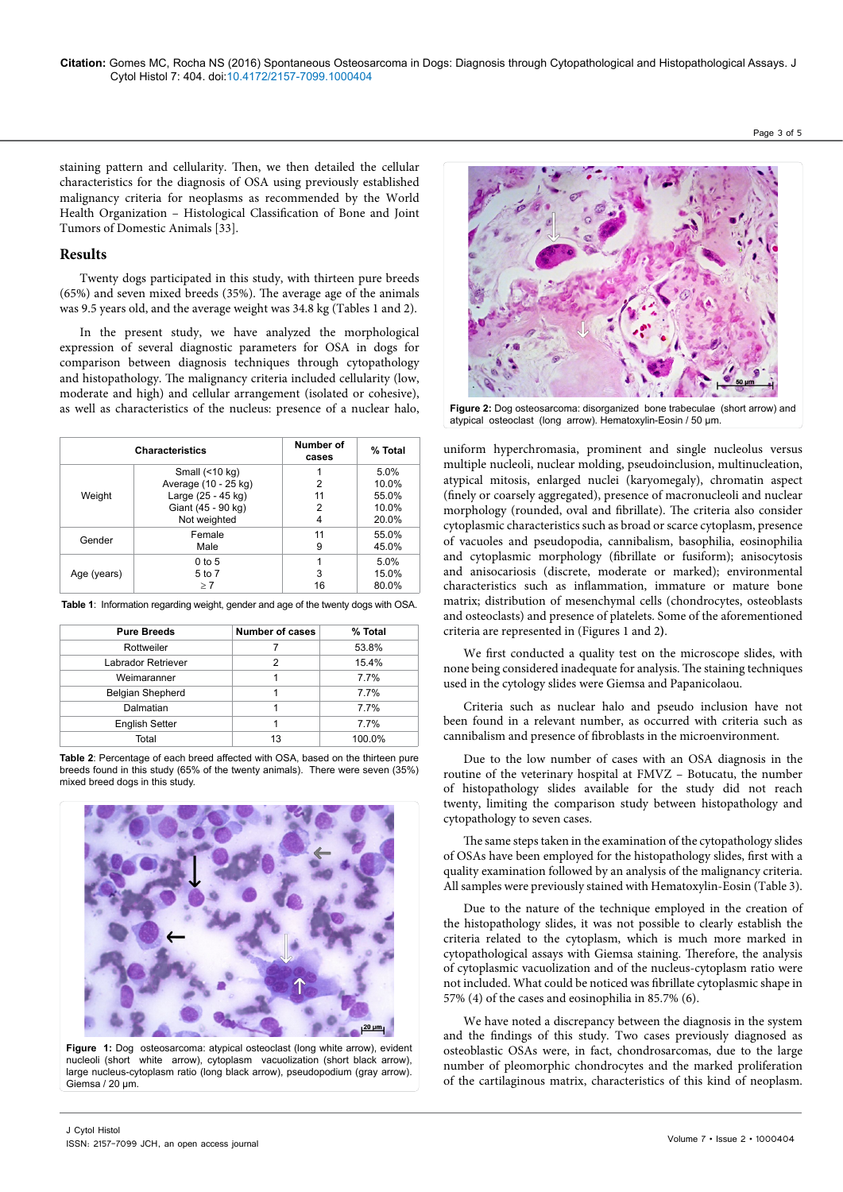staining pattern and cellularity. Then, we then detailed the cellular characteristics for the diagnosis of OSA using previously established malignancy criteria for neoplasms as recommended by the World Health Organization – Histological Classification of Bone and Joint Tumors of Domestic Animals [33].

## Results

Twenty dogs participated in this study, with thirteen pure breeds (65%) and seven mixed breeds (35%). The average age of the animals was 9.5 years old, and the average weight was 34.8 kg (Tables 1 and 2).

In the present study, we have analyzed the morphological expression of several diagnostic parameters for OSA in dogs for comparison between diagnosis techniques through cytopathology and histopathology. The malignancy criteria included cellularity (low, moderate and high) and cellular arrangement (isolated or cohesive), as well as characteristics of the nucleus: presence of a nuclear halo,

| Characteristics | | Number of cases | % Total |
|---|---|---|---|
| Weight | Small (<10 kg) | 1 | 5.0% |
| | Average (10 - 25 kg) | 2 | 10.0% |
| | Large (25 - 45 kg) | 11 | 55.0% |
| | Giant (45 - 90 kg) | 2 | 10.0% |
| | Not weighted | 4 | 20.0% |
| Gender | Female | 11 | 55.0% |
| | Male | 9 | 45.0% |
| Age (years) | 0 to 5 | 1 | 5.0% |
| | 5 to 7 | 3 | 15.0% |
| | ≥ 7 | 16 | 80.0% |

**Table 1**: Information regarding weight, gender and age of the twenty dogs with OSA.

| Pure Breeds | Number of cases | % Total |
|---|---|---|
| Rottweiler | 7 | 53.8% |
| Labrador Retriever | 2 | 15.4% |
| Weimaranner | 1 | 7.7% |
| Belgian Shepherd | 1 | 7.7% |
| Dalmatian | 1 | 7.7% |
| English Setter | 1 | 7.7% |
| Total | 13 | 100.0% |

**Table 2**: Percentage of each breed affected with OSA, based on the thirteen pure breeds found in this study (65% of the twenty animals). There were seven (35%) mixed breed dogs in this study.

**Figure 1:** Dog osteosarcoma: atypical osteoclast (long white arrow), evident nucleoli (short white arrow), cytoplasm vacuolization (short black arrow), large nucleus-cytoplasm ratio (long black arrow), pseudopodium (gray arrow). Giemsa / 20 µm.

**Figure 2:** Dog osteosarcoma: disorganized bone trabeculae (short arrow) and atypical osteoclast (long arrow). Hematoxylin-Eosin / 50 µm.

uniform hyperchromasia, prominent and single nucleolus versus multiple nucleoli, nuclear molding, pseudoinclusion, multinucleation, atypical mitosis, enlarged nuclei (karyomegaly), chromatin aspect (finely or coarsely aggregated), presence of macronucleoli and nuclear morphology (rounded, oval and fibrillate). The criteria also consider cytoplasmic characteristics such as broad or scarce cytoplasm, presence of vacuoles and pseudopodia, cannibalism, basophilia, eosinophilia and cytoplasmic morphology (fibrillate or fusiform); anisocytosis and anisocariosis (discrete, moderate or marked); environmental characteristics such as inflammation, immature or mature bone matrix; distribution of mesenchymal cells (chondrocytes, osteoblasts and osteoclasts) and presence of platelets. Some of the aforementioned criteria are represented in (Figures 1 and 2).

We first conducted a quality test on the microscope slides, with none being considered inadequate for analysis. The staining techniques used in the cytology slides were Giemsa and Papanicolaou.

Criteria such as nuclear halo and pseudo inclusion have not been found in a relevant number, as occurred with criteria such as cannibalism and presence of fibroblasts in the microenvironment.

Due to the low number of cases with an OSA diagnosis in the routine of the veterinary hospital at FMVZ – Botucatu, the number of histopathology slides available for the study did not reach twenty, limiting the comparison study between histopathology and cytopathology to seven cases.

The same steps taken in the examination of the cytopathology slides of OSAs have been employed for the histopathology slides, first with a quality examination followed by an analysis of the malignancy criteria. All samples were previously stained with Hematoxylin-Eosin (Table 3).

Due to the nature of the technique employed in the creation of the histopathology slides, it was not possible to clearly establish the criteria related to the cytoplasm, which is much more marked in cytopathological assays with Giemsa staining. Therefore, the analysis of cytoplasmic vacuolization and of the nucleus-cytoplasm ratio were not included. What could be noticed was fibrillate cytoplasmic shape in 57% (4) of the cases and eosinophilia in 85.7% (6).

We have noted a discrepancy between the diagnosis in the system and the findings of this study. Two cases previously diagnosed as osteoblastic OSAs were, in fact, chondrosarcomas, due to the large number of pleomorphic chondrocytes and the marked proliferation of the cartilaginous matrix, characteristics of this kind of neoplasm.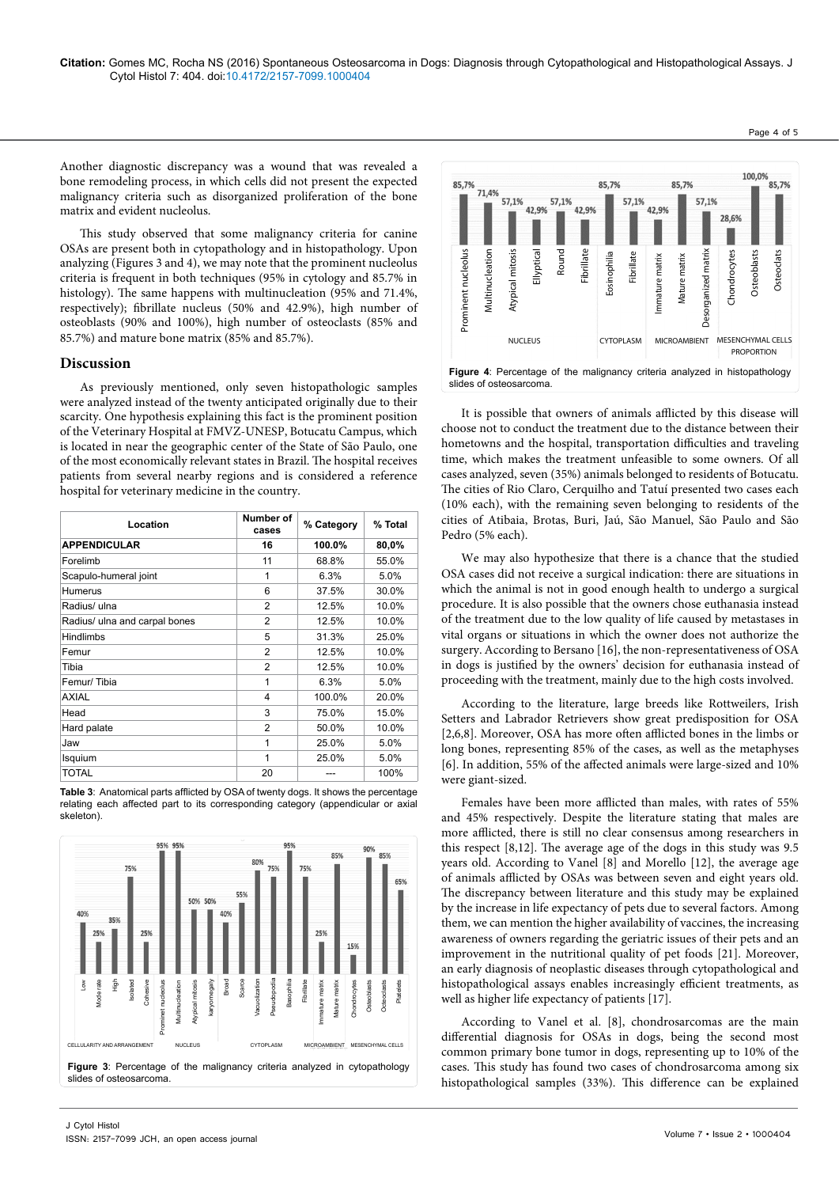Another diagnostic discrepancy was a wound that was revealed a bone remodeling process, in which cells did not present the expected malignancy criteria such as disorganized proliferation of the bone matrix and evident nucleolus.

This study observed that some malignancy criteria for canine OSAs are present both in cytopathology and in histopathology. Upon analyzing (Figures 3 and 4), we may note that the prominent nucleolus criteria is frequent in both techniques (95% in cytology and 85.7% in histology). The same happens with multinucleation (95% and 71.4%, respectively); fibrillate nucleus (50% and 42.9%), high number of osteoblasts (90% and 100%), high number of osteoclasts (85% and 85.7%) and mature bone matrix (85% and 85.7%).

## Discussion

As previously mentioned, only seven histopathologic samples were analyzed instead of the twenty anticipated originally due to their scarcity. One hypothesis explaining this fact is the prominent position of the Veterinary Hospital at FMVZ-UNESP, Botucatu Campus, which is located in near the geographic center of the State of São Paulo, one of the most economically relevant states in Brazil. The hospital receives patients from several nearby regions and is considered a reference hospital for veterinary medicine in the country.

| Location | Number of cases | % Category | % Total |
|---|---|---|---|
| **APPENDICULAR** | **16** | **100.0%** | **80,0%** |
| Forelimb | 11 | 68.8% | 55.0% |
| Scapulo-humeral joint | 1 | 6.3% | 5.0% |
| Humerus | 6 | 37.5% | 30.0% |
| Radius/ ulna | 2 | 12.5% | 10.0% |
| Radius/ ulna and carpal bones | 2 | 12.5% | 10.0% |
| Hindlimbs | 5 | 31.3% | 25.0% |
| Femur | 2 | 12.5% | 10.0% |
| Tibia | 2 | 12.5% | 10.0% |
| Femur/ Tibia | 1 | 6.3% | 5.0% |
| AXIAL | 4 | 100.0% | 20.0% |
| Head | 3 | 75.0% | 15.0% |
| Hard palate | 2 | 50.0% | 10.0% |
| Jaw | 1 | 25.0% | 5.0% |
| Isquium | 1 | 25.0% | 5.0% |
| TOTAL | 20 | --- | 100% |

**Table 3**: Anatomical parts afflicted by OSA of twenty dogs. It shows the percentage relating each affected part to its corresponding category (appendicular or axial skeleton).

**Figure 3**: Percentage of the malignancy criteria analyzed in cytopathology slides of osteosarcoma.

**Figure 4**: Percentage of the malignancy criteria analyzed in histopathology slides of osteosarcoma.

It is possible that owners of animals afflicted by this disease will choose not to conduct the treatment due to the distance between their hometowns and the hospital, transportation difficulties and traveling time, which makes the treatment unfeasible to some owners. Of all cases analyzed, seven (35%) animals belonged to residents of Botucatu. The cities of Rio Claro, Cerquilho and Tatuí presented two cases each (10% each), with the remaining seven belonging to residents of the cities of Atibaia, Brotas, Buri, Jaú, São Manuel, São Paulo and São Pedro (5% each).

We may also hypothesize that there is a chance that the studied OSA cases did not receive a surgical indication: there are situations in which the animal is not in good enough health to undergo a surgical procedure. It is also possible that the owners chose euthanasia instead of the treatment due to the low quality of life caused by metastases in vital organs or situations in which the owner does not authorize the surgery. According to Bersano [16], the non-representativeness of OSA in dogs is justified by the owners' decision for euthanasia instead of proceeding with the treatment, mainly due to the high costs involved.

According to the literature, large breeds like Rottweilers, Irish Setters and Labrador Retrievers show great predisposition for OSA [2,6,8]. Moreover, OSA has more often afflicted bones in the limbs or long bones, representing 85% of the cases, as well as the metaphyses [6]. In addition, 55% of the affected animals were large-sized and 10% were giant-sized.

Females have been more afflicted than males, with rates of 55% and 45% respectively. Despite the literature stating that males are more afflicted, there is still no clear consensus among researchers in this respect [8,12]. The average age of the dogs in this study was 9.5 years old. According to Vanel [8] and Morello [12], the average age of animals afflicted by OSAs was between seven and eight years old. The discrepancy between literature and this study may be explained by the increase in life expectancy of pets due to several factors. Among them, we can mention the higher availability of vaccines, the increasing awareness of owners regarding the geriatric issues of their pets and an improvement in the nutritional quality of pet foods [21]. Moreover, an early diagnosis of neoplastic diseases through cytopathological and histopathological assays enables increasingly efficient treatments, as well as higher life expectancy of patients [17].

According to Vanel et al. [8], chondrosarcomas are the main differential diagnosis for OSAs in dogs, being the second most common primary bone tumor in dogs, representing up to 10% of the cases. This study has found two cases of chondrosarcoma among six histopathological samples (33%). This difference can be explained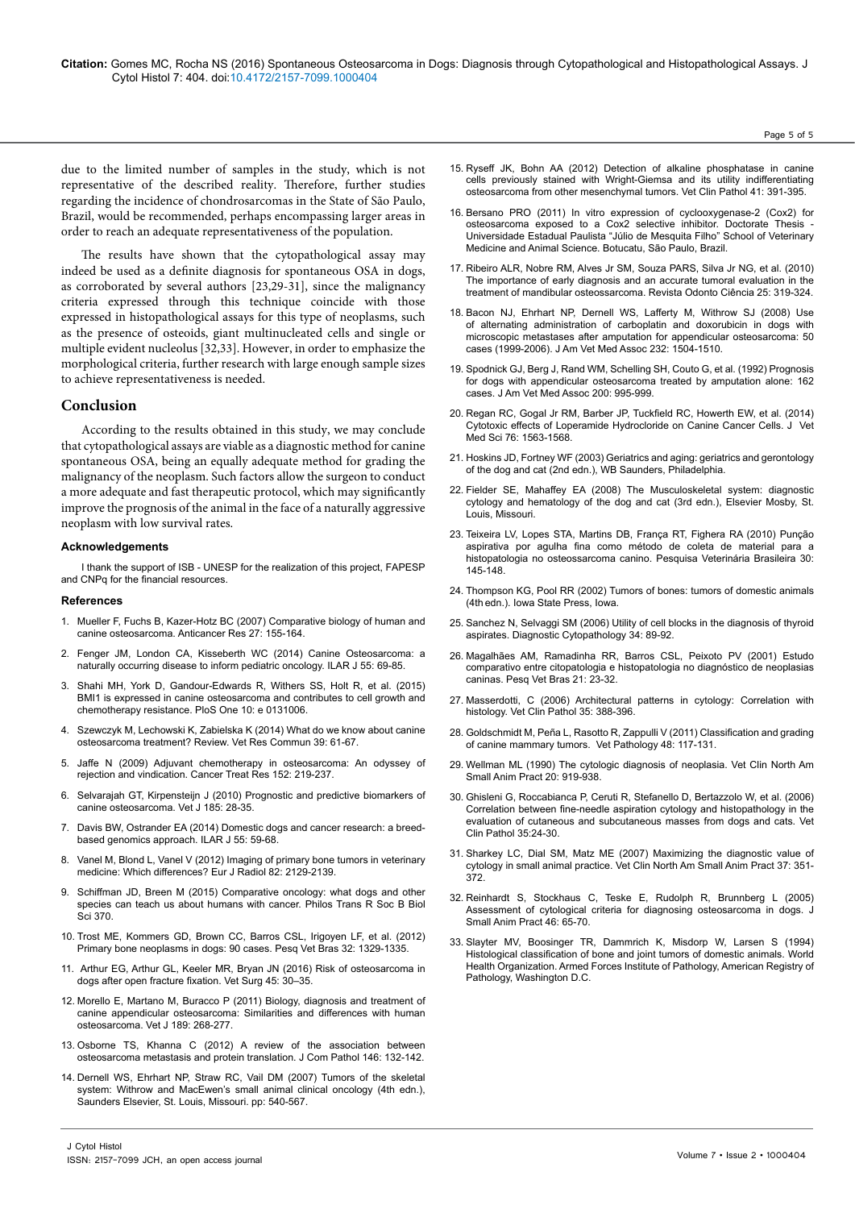due to the limited number of samples in the study, which is not representative of the described reality. Therefore, further studies regarding the incidence of chondrosarcomas in the State of São Paulo, Brazil, would be recommended, perhaps encompassing larger areas in order to reach an adequate representativeness of the population.

The results have shown that the cytopathological assay may indeed be used as a definite diagnosis for spontaneous OSA in dogs, as corroborated by several authors [23,29-31], since the malignancy criteria expressed through this technique coincide with those expressed in histopathological assays for this type of neoplasms, such as the presence of osteoids, giant multinucleated cells and single or multiple evident nucleolus [32,33]. However, in order to emphasize the morphological criteria, further research with large enough sample sizes to achieve representativeness is needed.

## Conclusion

According to the results obtained in this study, we may conclude that cytopathological assays are viable as a diagnostic method for canine spontaneous OSA, being an equally adequate method for grading the malignancy of the neoplasm. Such factors allow the surgeon to conduct a more adequate and fast therapeutic protocol, which may significantly improve the prognosis of the animal in the face of a naturally aggressive neoplasm with low survival rates.

### Acknowledgements

I thank the support of ISB - UNESP for the realization of this project, FAPESP and CNPq for the financial resources.

### References

1. Mueller F, Fuchs B, Kazer-Hotz BC (2007) Comparative biology of human and canine osteosarcoma. Anticancer Res 27: 155-164.
2. Fenger JM, London CA, Kisseberth WC (2014) Canine Osteosarcoma: a naturally occurring disease to inform pediatric oncology. ILAR J 55: 69-85.
3. Shahi MH, York D, Gandour-Edwards R, Withers SS, Holt R, et al. (2015) BMI1 is expressed in canine osteosarcoma and contributes to cell growth and chemotherapy resistance. PloS One 10: e 0131006.
4. Szewczyk M, Lechowski R, Zabielska K (2014) What do we know about canine osteosarcoma treatment? Review. Vet Res Commun 39: 61-67.
5. Jaffe N (2009) Adjuvant chemotherapy in osteosarcoma: An odyssey of rejection and vindication. Cancer Treat Res 152: 219-237.
6. Selvarajah GT, Kirpensteijn J (2010) Prognostic and predictive biomarkers of canine osteosarcoma. Vet J 185: 28-35.
7. Davis BW, Ostrander EA (2014) Domestic dogs and cancer research: a breed-based genomics approach. ILAR J 55: 59-68.
8. Vanel M, Blond L, Vanel V (2012) Imaging of primary bone tumors in veterinary medicine: Which differences? Eur J Radiol 82: 2129-2139.
9. Schiffman JD, Breen M (2015) Comparative oncology: what dogs and other species can teach us about humans with cancer. Philos Trans R Soc B Biol Sci 370.
10. Trost ME, Kommers GD, Brown CC, Barros CSL, Irigoyen LF, et al. (2012) Primary bone neoplasms in dogs: 90 cases. Pesq Vet Bras 32: 1329-1335.
11. Arthur EG, Arthur GL, Keeler MR, Bryan JN (2016) Risk of osteosarcoma in dogs after open fracture fixation. Vet Surg 45: 30–35.
12. Morello E, Martano M, Buracco P (2011) Biology, diagnosis and treatment of canine appendicular osteosarcoma: Similarities and differences with human osteosarcoma. Vet J 189: 268-277.
13. Osborne TS, Khanna C (2012) A review of the association between osteosarcoma metastasis and protein translation. J Com Pathol 146: 132-142.
14. Dernell WS, Ehrhart NP, Straw RC, Vail DM (2007) Tumors of the skeletal system: Withrow and MacEwen's small animal clinical oncology (4th edn.), Saunders Elsevier, St. Louis, Missouri. pp: 540-567.
15. Ryseff JK, Bohn AA (2012) Detection of alkaline phosphatase in canine cells previously stained with Wright-Giemsa and its utility indifferentiating osteosarcoma from other mesenchymal tumors. Vet Clin Pathol 41: 391-395.
16. Bersano PRO (2011) In vitro expression of cyclooxygenase-2 (Cox2) for osteosarcoma exposed to a Cox2 selective inhibitor. Doctorate Thesis - Universidade Estadual Paulista "Júlio de Mesquita Filho" School of Veterinary Medicine and Animal Science. Botucatu, São Paulo, Brazil.
17. Ribeiro ALR, Nobre RM, Alves Jr SM, Souza PARS, Silva Jr NG, et al. (2010) The importance of early diagnosis and an accurate tumoral evaluation in the treatment of mandibular osteossarcoma. Revista Odonto Ciência 25: 319-324.
18. Bacon NJ, Ehrhart NP, Dernell WS, Lafferty M, Withrow SJ (2008) Use of alternating administration of carboplatin and doxorubicin in dogs with microscopic metastases after amputation for appendicular osteosarcoma: 50 cases (1999-2006). J Am Vet Med Assoc 232: 1504-1510.
19. Spodnick GJ, Berg J, Rand WM, Schelling SH, Couto G, et al. (1992) Prognosis for dogs with appendicular osteosarcoma treated by amputation alone: 162 cases. J Am Vet Med Assoc 200: 995-999.
20. Regan RC, Gogal Jr RM, Barber JP, Tuckfield RC, Howerth EW, et al. (2014) Cytotoxic effects of Loperamide Hydrocloride on Canine Cancer Cells. J Vet Med Sci 76: 1563-1568.
21. Hoskins JD, Fortney WF (2003) Geriatrics and aging: geriatrics and gerontology of the dog and cat (2nd edn.), WB Saunders, Philadelphia.
22. Fielder SE, Mahaffey EA (2008) The Musculoskeletal system: diagnostic cytology and hematology of the dog and cat (3rd edn.), Elsevier Mosby, St. Louis, Missouri.
23. Teixeira LV, Lopes STA, Martins DB, França RT, Fighera RA (2010) Punção aspirativa por agulha fina como método de coleta de material para a histopatologia no osteossarcoma canino. Pesquisa Veterinária Brasileira 30: 145-148.
24. Thompson KG, Pool RR (2002) Tumors of bones: tumors of domestic animals (4th edn.). Iowa State Press, Iowa.
25. Sanchez N, Selvaggi SM (2006) Utility of cell blocks in the diagnosis of thyroid aspirates. Diagnostic Cytopathology 34: 89-92.
26. Magalhães AM, Ramadinha RR, Barros CSL, Peixoto PV (2001) Estudo comparativo entre citopatologia e histopatologia no diagnóstico de neoplasias caninas. Pesq Vet Bras 21: 23-32.
27. Masserdotti, C (2006) Architectural patterns in cytology: Correlation with histology. Vet Clin Pathol 35: 388-396.
28. Goldschmidt M, Peña L, Rasotto R, Zappulli V (2011) Classification and grading of canine mammary tumors. Vet Pathology 48: 117-131.
29. Wellman ML (1990) The cytologic diagnosis of neoplasia. Vet Clin North Am Small Anim Pract 20: 919-938.
30. Ghisleni G, Roccabianca P, Ceruti R, Stefanello D, Bertazzolo W, et al. (2006) Correlation between fine-needle aspiration cytology and histopathology in the evaluation of cutaneous and subcutaneous masses from dogs and cats. Vet Clin Pathol 35:24-30.
31. Sharkey LC, Dial SM, Matz ME (2007) Maximizing the diagnostic value of cytology in small animal practice. Vet Clin North Am Small Anim Pract 37: 351-372.
32. Reinhardt S, Stockhaus C, Teske E, Rudolph R, Brunnberg L (2005) Assessment of cytological criteria for diagnosing osteosarcoma in dogs. J Small Anim Pract 46: 65-70.
33. Slayter MV, Boosinger TR, Dammrich K, Misdorp W, Larsen S (1994) Histological classification of bone and joint tumors of domestic animals. World Health Organization. Armed Forces Institute of Pathology, American Registry of Pathology, Washington D.C.